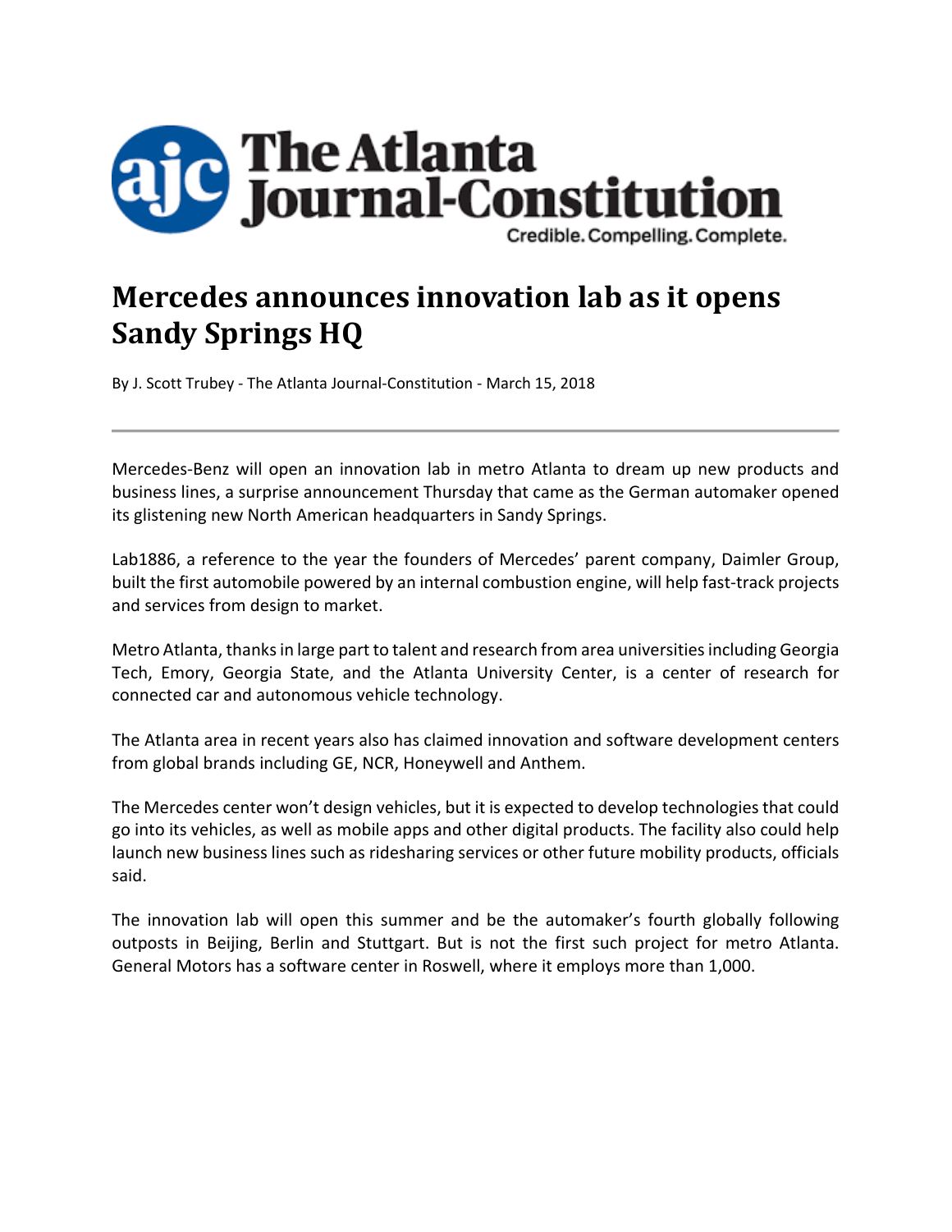# The Atlanta Journal-Constitution

Credible. Compelling. Complete.

## Mercedes announces innovation lab as it opens Sandy Springs HQ

By J. Scott Trubey - The Atlanta Journal-Constitution - March 15, 2018

---

Mercedes-Benz will open an innovation lab in metro Atlanta to dream up new products and business lines, a surprise announcement Thursday that came as the German automaker opened its glistening new North American headquarters in Sandy Springs.

Lab1886, a reference to the year the founders of Mercedes' parent company, Daimler Group, built the first automobile powered by an internal combustion engine, will help fast-track projects and services from design to market.

Metro Atlanta, thanks in large part to talent and research from area universities including Georgia Tech, Emory, Georgia State, and the Atlanta University Center, is a center of research for connected car and autonomous vehicle technology.

The Atlanta area in recent years also has claimed innovation and software development centers from global brands including GE, NCR, Honeywell and Anthem.

The Mercedes center won't design vehicles, but it is expected to develop technologies that could go into its vehicles, as well as mobile apps and other digital products. The facility also could help launch new business lines such as ridesharing services or other future mobility products, officials said.

The innovation lab will open this summer and be the automaker's fourth globally following outposts in Beijing, Berlin and Stuttgart. But is not the first such project for metro Atlanta. General Motors has a software center in Roswell, where it employs more than 1,000.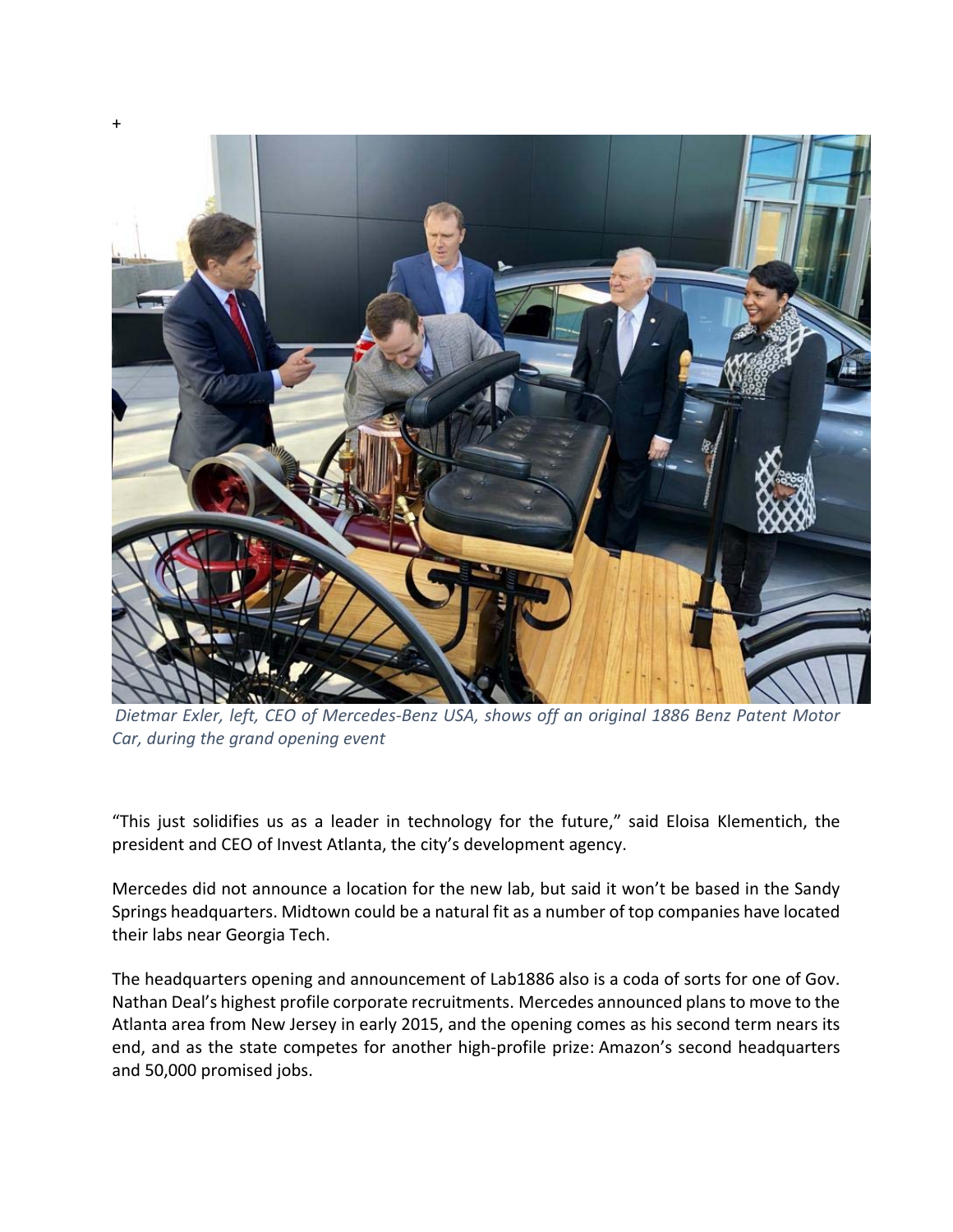+

*Dietmar Exler, left, CEO of Mercedes-Benz USA, shows off an original 1886 Benz Patent Motor Car, during the grand opening event*

"This just solidifies us as a leader in technology for the future," said Eloisa Klementich, the president and CEO of Invest Atlanta, the city's development agency.

Mercedes did not announce a location for the new lab, but said it won't be based in the Sandy Springs headquarters. Midtown could be a natural fit as a number of top companies have located their labs near Georgia Tech.

The headquarters opening and announcement of Lab1886 also is a coda of sorts for one of Gov. Nathan Deal's highest profile corporate recruitments. Mercedes announced plans to move to the Atlanta area from New Jersey in early 2015, and the opening comes as his second term nears its end, and as the state competes for another high-profile prize: Amazon's second headquarters and 50,000 promised jobs.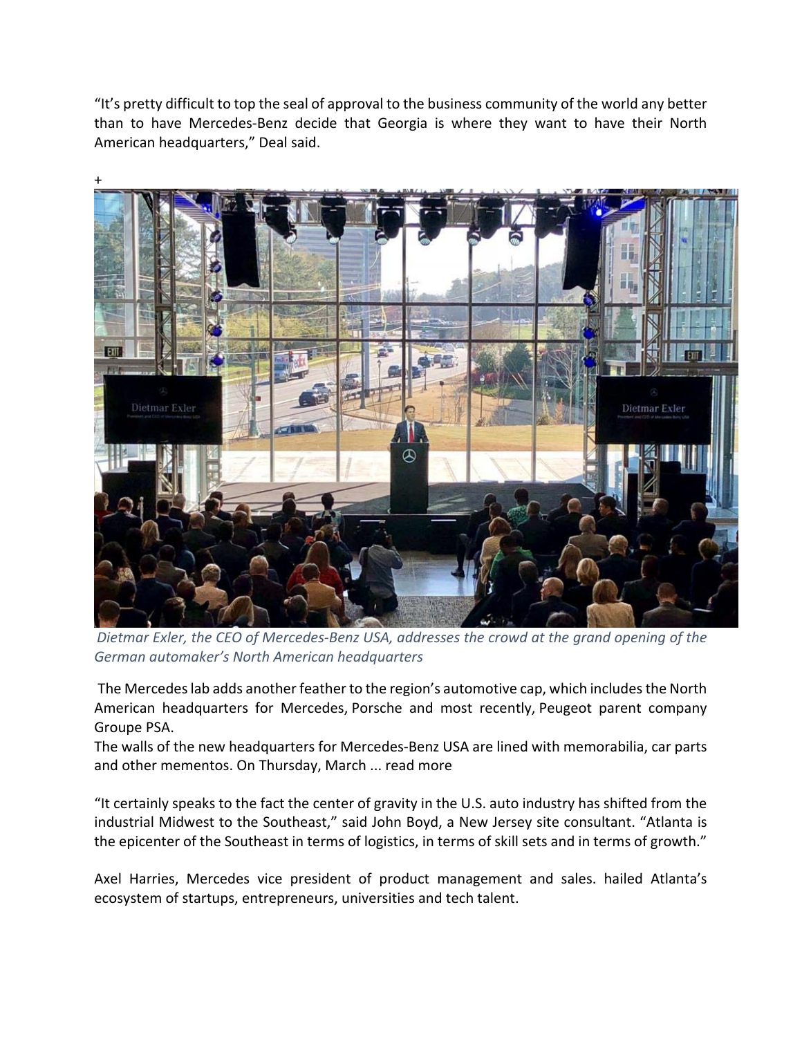"It's pretty difficult to top the seal of approval to the business community of the world any better than to have Mercedes-Benz decide that Georgia is where they want to have their North American headquarters," Deal said.

+

*Dietmar Exler, the CEO of Mercedes-Benz USA, addresses the crowd at the grand opening of the German automaker's North American headquarters*

The Mercedes lab adds another feather to the region's automotive cap, which includes the North American headquarters for Mercedes, Porsche and most recently, Peugeot parent company Groupe PSA.

The walls of the new headquarters for Mercedes-Benz USA are lined with memorabilia, car parts and other mementos. On Thursday, March ... read more

"It certainly speaks to the fact the center of gravity in the U.S. auto industry has shifted from the industrial Midwest to the Southeast," said John Boyd, a New Jersey site consultant. "Atlanta is the epicenter of the Southeast in terms of logistics, in terms of skill sets and in terms of growth."

Axel Harries, Mercedes vice president of product management and sales. hailed Atlanta's ecosystem of startups, entrepreneurs, universities and tech talent.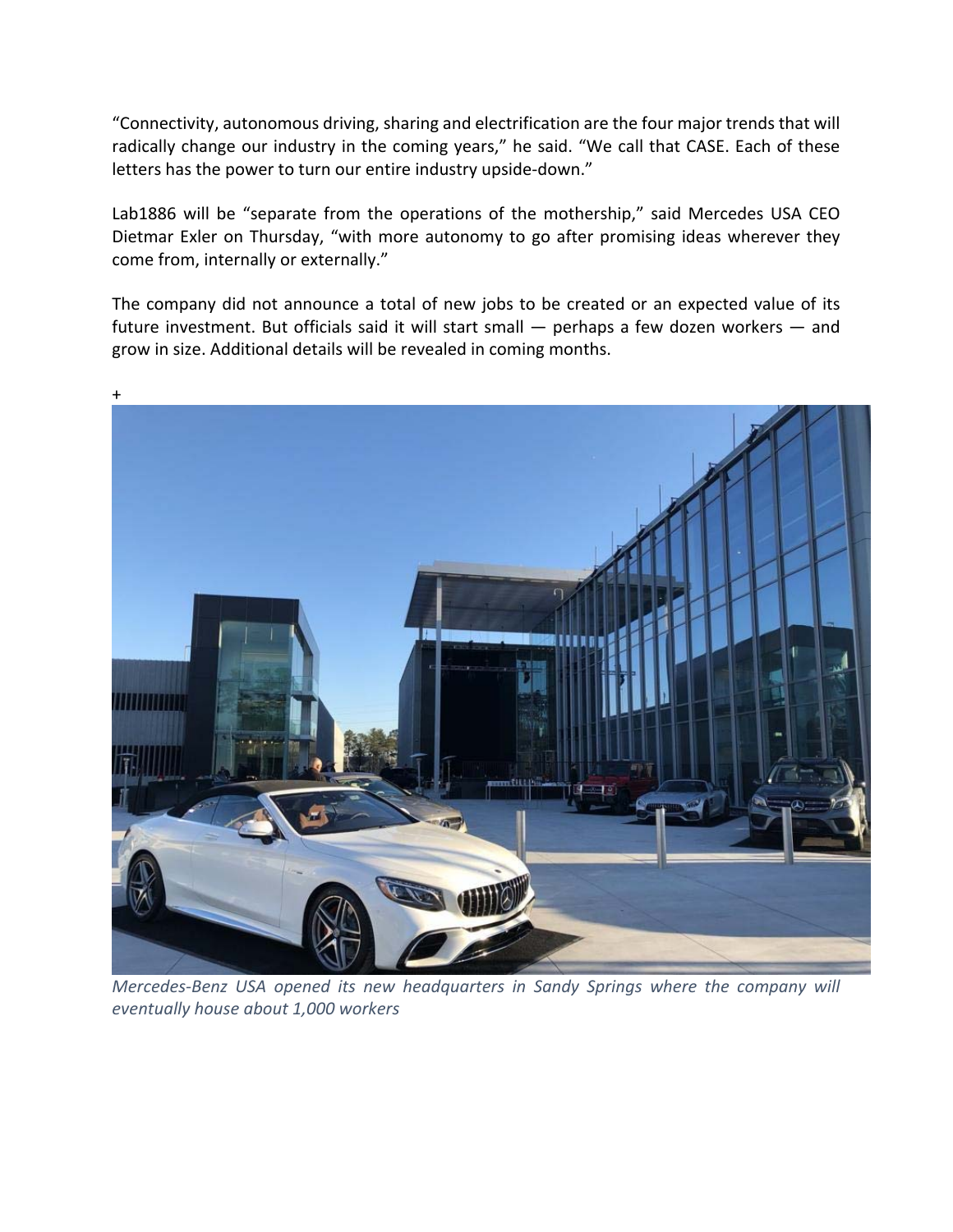"Connectivity, autonomous driving, sharing and electrification are the four major trends that will radically change our industry in the coming years," he said. "We call that CASE. Each of these letters has the power to turn our entire industry upside-down."

Lab1886 will be "separate from the operations of the mothership," said Mercedes USA CEO Dietmar Exler on Thursday, "with more autonomy to go after promising ideas wherever they come from, internally or externally."

The company did not announce a total of new jobs to be created or an expected value of its future investment. But officials said it will start small — perhaps a few dozen workers — and grow in size. Additional details will be revealed in coming months.

+

*Mercedes-Benz USA opened its new headquarters in Sandy Springs where the company will eventually house about 1,000 workers*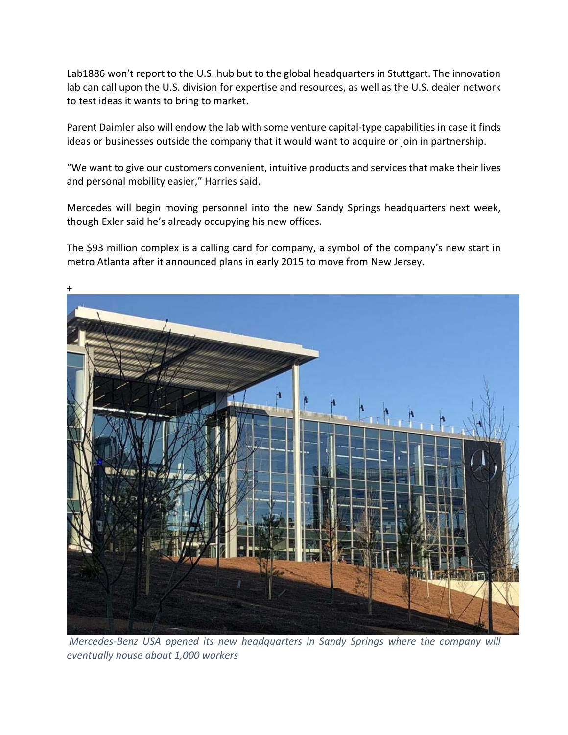Lab1886 won't report to the U.S. hub but to the global headquarters in Stuttgart. The innovation lab can call upon the U.S. division for expertise and resources, as well as the U.S. dealer network to test ideas it wants to bring to market.

Parent Daimler also will endow the lab with some venture capital-type capabilities in case it finds ideas or businesses outside the company that it would want to acquire or join in partnership.

"We want to give our customers convenient, intuitive products and services that make their lives and personal mobility easier," Harries said.

Mercedes will begin moving personnel into the new Sandy Springs headquarters next week, though Exler said he's already occupying his new offices.

The $93 million complex is a calling card for company, a symbol of the company's new start in metro Atlanta after it announced plans in early 2015 to move from New Jersey.

+

*Mercedes-Benz USA opened its new headquarters in Sandy Springs where the company will eventually house about 1,000 workers*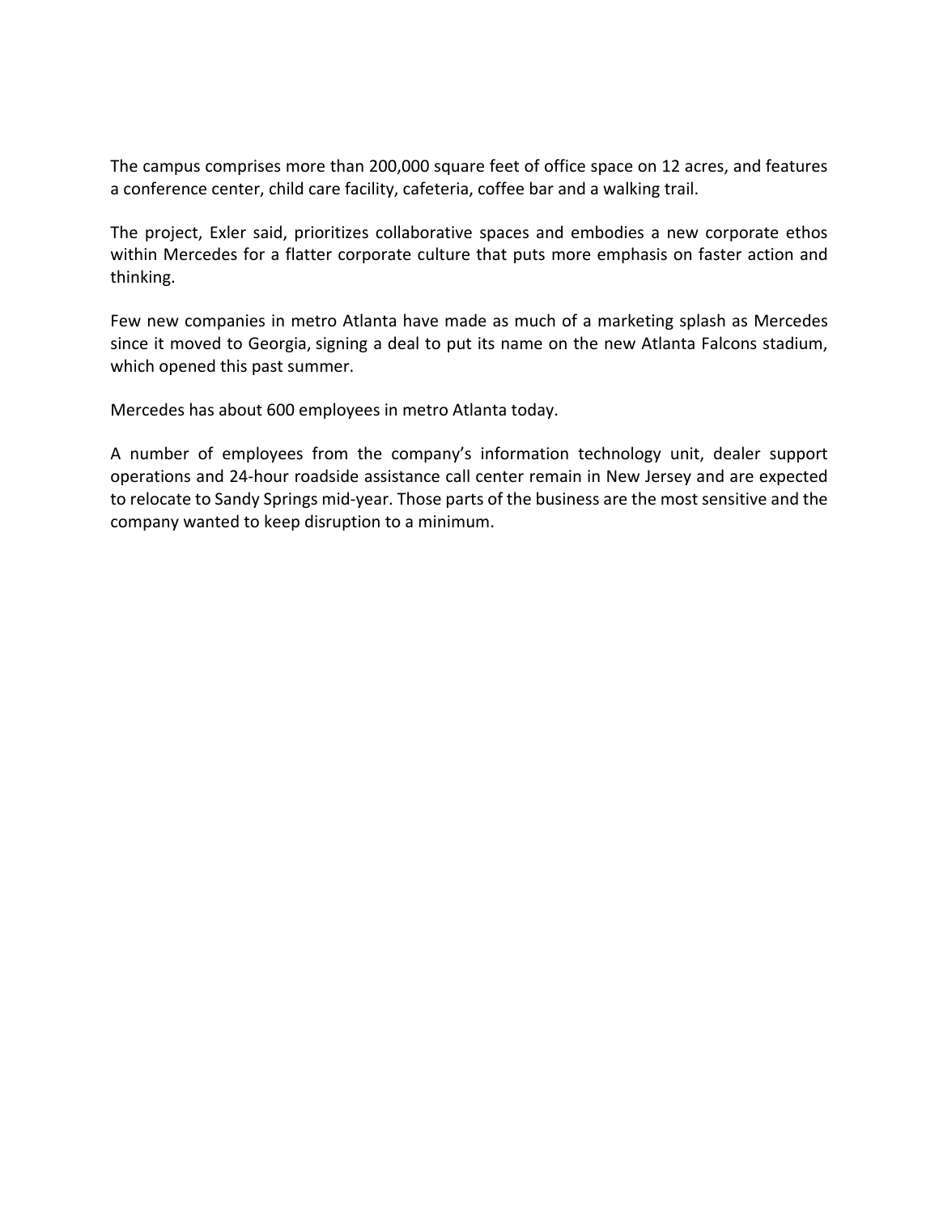The campus comprises more than 200,000 square feet of office space on 12 acres, and features a conference center, child care facility, cafeteria, coffee bar and a walking trail.

The project, Exler said, prioritizes collaborative spaces and embodies a new corporate ethos within Mercedes for a flatter corporate culture that puts more emphasis on faster action and thinking.

Few new companies in metro Atlanta have made as much of a marketing splash as Mercedes since it moved to Georgia, signing a deal to put its name on the new Atlanta Falcons stadium, which opened this past summer.

Mercedes has about 600 employees in metro Atlanta today.

A number of employees from the company's information technology unit, dealer support operations and 24-hour roadside assistance call center remain in New Jersey and are expected to relocate to Sandy Springs mid-year. Those parts of the business are the most sensitive and the company wanted to keep disruption to a minimum.